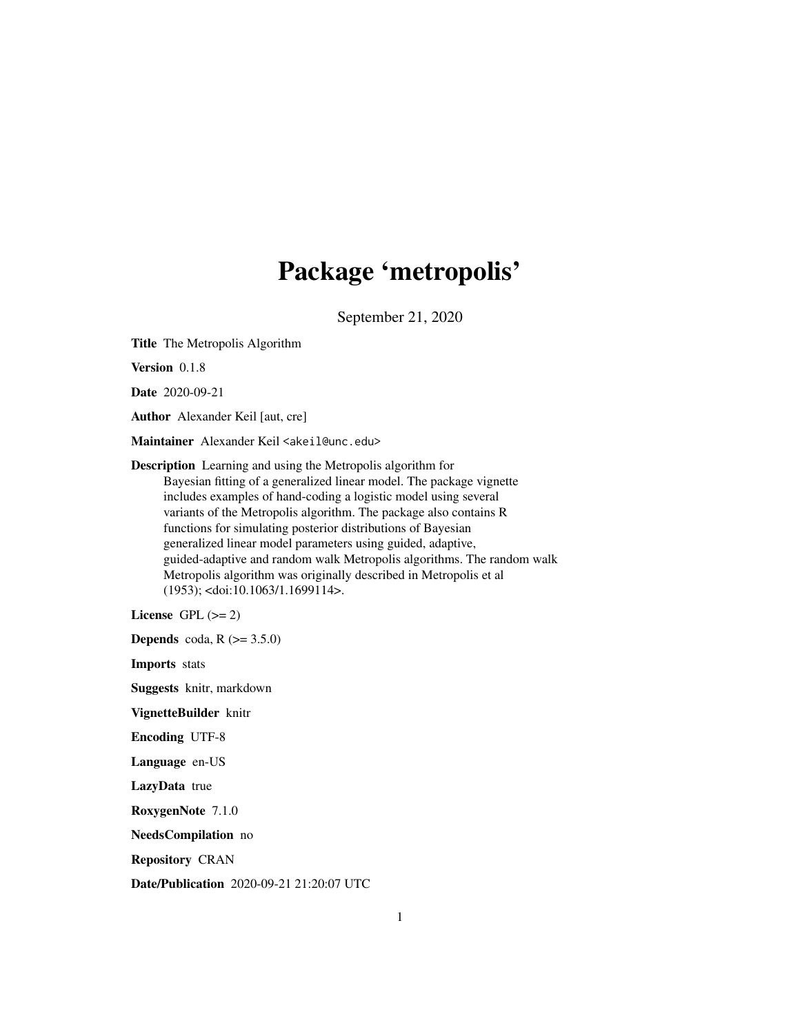# Package 'metropolis'

September 21, 2020

**Title** The Metropolis Algorithm

**Version** 0.1.8

**Date** 2020-09-21

**Author** Alexander Keil [aut, cre]

**Maintainer** Alexander Keil <akeil@unc.edu>

**Description** Learning and using the Metropolis algorithm for Bayesian fitting of a generalized linear model. The package vignette includes examples of hand-coding a logistic model using several variants of the Metropolis algorithm. The package also contains R functions for simulating posterior distributions of Bayesian generalized linear model parameters using guided, adaptive, guided-adaptive and random walk Metropolis algorithms. The random walk Metropolis algorithm was originally described in Metropolis et al (1953); <doi:10.1063/1.1699114>.

**License** GPL (>= 2)

**Depends** coda, R (>= 3.5.0)

**Imports** stats

**Suggests** knitr, markdown

**VignetteBuilder** knitr

**Encoding** UTF-8

**Language** en-US

**LazyData** true

**RoxygenNote** 7.1.0

**NeedsCompilation** no

**Repository** CRAN

**Date/Publication** 2020-09-21 21:20:07 UTC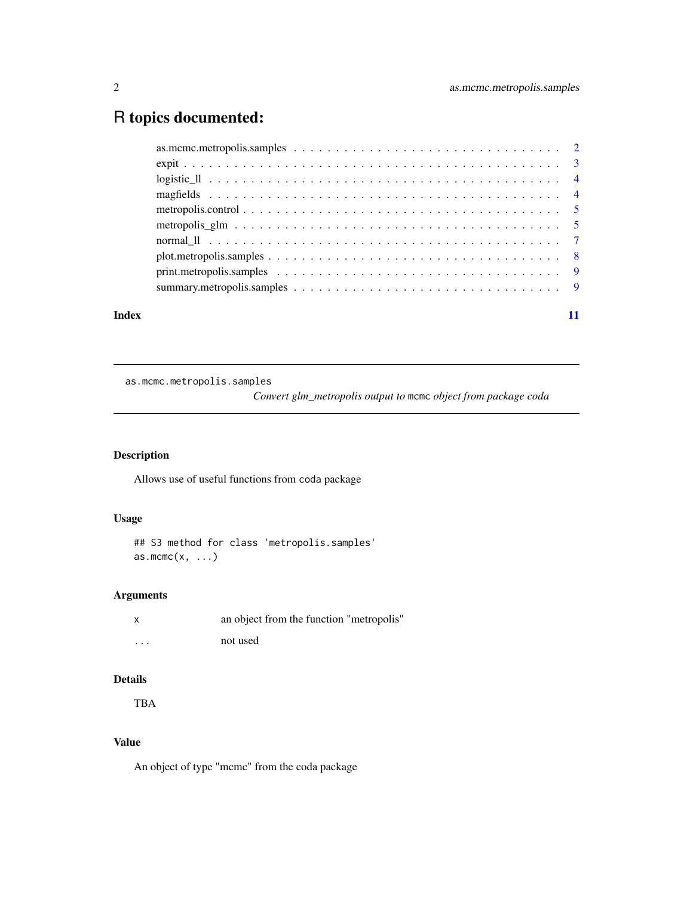# R topics documented:

| | |
|---|---|
| as.mcmc.metropolis.samples | 2 |
| expit | 3 |
| logistic_ll | 4 |
| magfields | 4 |
| metropolis.control | 5 |
| metropolis_glm | 5 |
| normal_ll | 7 |
| plot.metropolis.samples | 8 |
| print.metropolis.samples | 9 |
| summary.metropolis.samples | 9 |

**Index** **11**

---

`as.mcmc.metropolis.samples`

*Convert glm_metropolis output to `mcmc` object from package coda*

---

## Description

Allows use of useful functions from coda package

## Usage

```
## S3 method for class 'metropolis.samples'
as.mcmc(x, ...)
```

## Arguments

| | |
|---|---|
| x | an object from the function "metropolis" |
| ... | not used |

## Details

TBA

## Value

An object of type "mcmc" from the coda package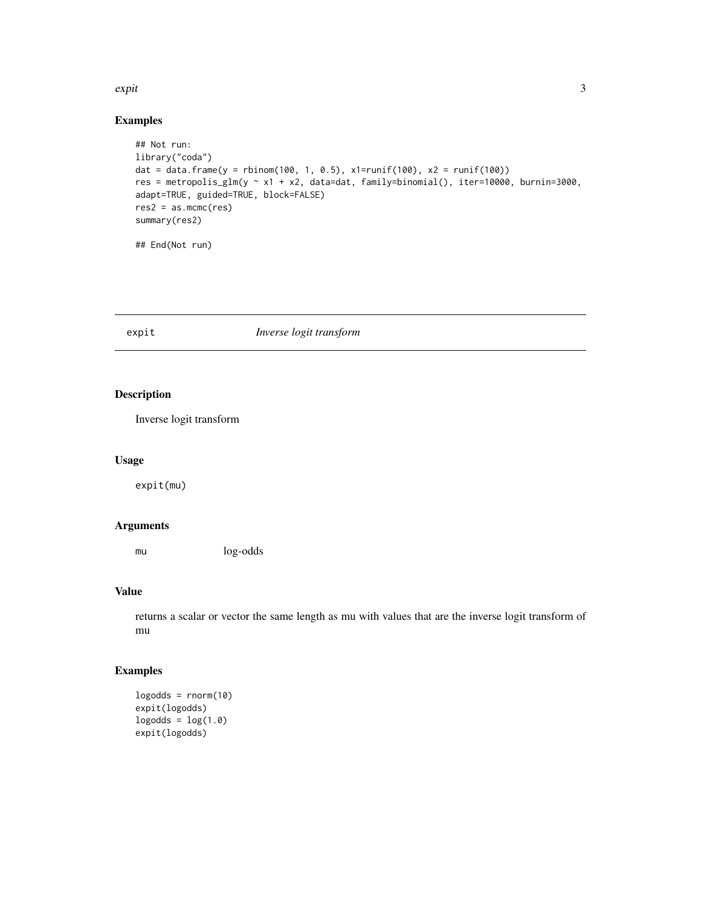## Examples

```
## Not run:
library("coda")
dat = data.frame(y = rbinom(100, 1, 0.5), x1=runif(100), x2 = runif(100))
res = metropolis_glm(y ~ x1 + x2, data=dat, family=binomial(), iter=10000, burnin=3000,
adapt=TRUE, guided=TRUE, block=FALSE)
res2 = as.mcmc(res)
summary(res2)

## End(Not run)
```

---

# expit *Inverse logit transform*

---

## Description

Inverse logit transform

## Usage

```
expit(mu)
```

## Arguments

| | |
|---|---|
| mu | log-odds |

## Value

returns a scalar or vector the same length as mu with values that are the inverse logit transform of mu

## Examples

```
logodds = rnorm(10)
expit(logodds)
logodds = log(1.0)
expit(logodds)
```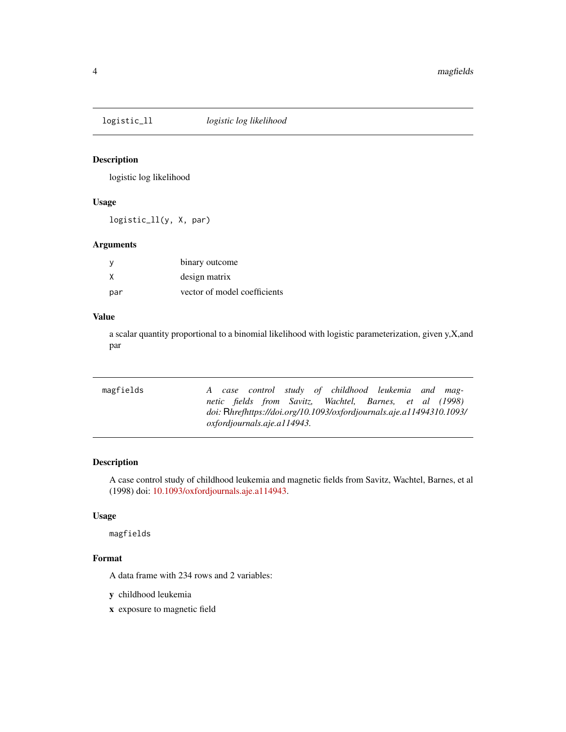## logistic_ll *logistic log likelihood*

### Description

logistic log likelihood

### Usage

```
logistic_ll(y, X, par)
```

### Arguments

| | |
|---|---|
| y | binary outcome |
| X | design matrix |
| par | vector of model coefficients |

### Value

a scalar quantity proportional to a binomial likelihood with logistic parameterization, given y,X,and par

## magfields *A case control study of childhood leukemia and magnetic fields from Savitz, Wachtel, Barnes, et al (1998) doi: Rhrefhttps://doi.org/10.1093/oxfordjournals.aje.a11494310.1093/oxfordjournals.aje.a114943.*

### Description

A case control study of childhood leukemia and magnetic fields from Savitz, Wachtel, Barnes, et al (1998) doi: 10.1093/oxfordjournals.aje.a114943.

### Usage

```
magfields
```

### Format

A data frame with 234 rows and 2 variables:

**y** childhood leukemia

**x** exposure to magnetic field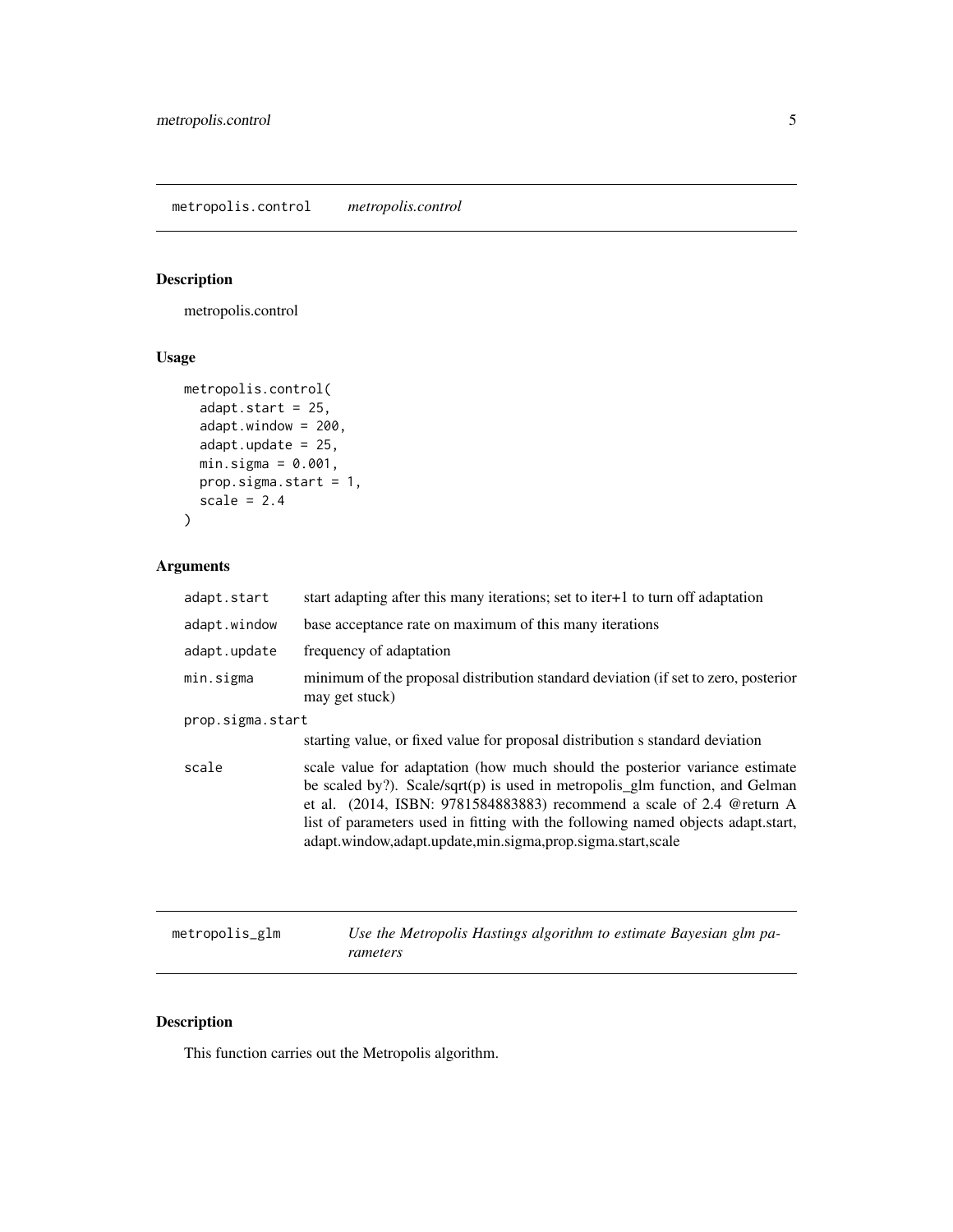## metropolis.control &nbsp;&nbsp;&nbsp; *metropolis.control*

### Description

metropolis.control

### Usage

```
metropolis.control(
  adapt.start = 25,
  adapt.window = 200,
  adapt.update = 25,
  min.sigma = 0.001,
  prop.sigma.start = 1,
  scale = 2.4
)
```

### Arguments

| | |
|---|---|
| `adapt.start` | start adapting after this many iterations; set to iter+1 to turn off adaptation |
| `adapt.window` | base acceptance rate on maximum of this many iterations |
| `adapt.update` | frequency of adaptation |
| `min.sigma` | minimum of the proposal distribution standard deviation (if set to zero, posterior may get stuck) |
| `prop.sigma.start` | starting value, or fixed value for proposal distribution s standard deviation |
| `scale` | scale value for adaptation (how much should the posterior variance estimate be scaled by?). Scale/sqrt(p) is used in metropolis_glm function, and Gelman et al. (2014, ISBN: 9781584883883) recommend a scale of 2.4 @return A list of parameters used in fitting with the following named objects adapt.start, adapt.window,adapt.update,min.sigma,prop.sigma.start,scale |

## metropolis_glm &nbsp;&nbsp;&nbsp; *Use the Metropolis Hastings algorithm to estimate Bayesian glm parameters*

### Description

This function carries out the Metropolis algorithm.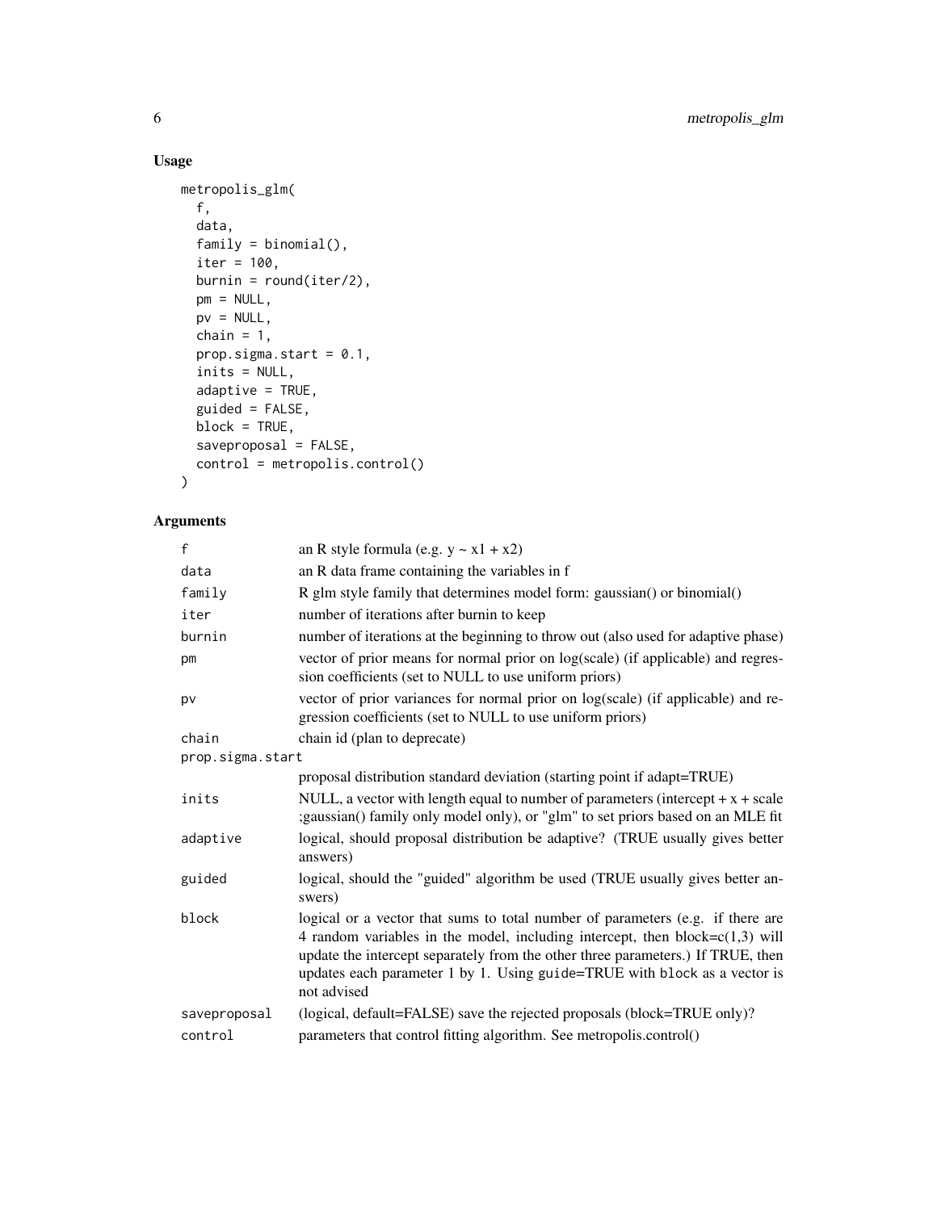## Usage

```
metropolis_glm(
  f,
  data,
  family = binomial(),
  iter = 100,
  burnin = round(iter/2),
  pm = NULL,
  pv = NULL,
  chain = 1,
  prop.sigma.start = 0.1,
  inits = NULL,
  adaptive = TRUE,
  guided = FALSE,
  block = TRUE,
  saveproposal = FALSE,
  control = metropolis.control()
)
```

## Arguments

| Argument | Description |
| --- | --- |
| `f` | an R style formula (e.g. y ~ x1 + x2) |
| `data` | an R data frame containing the variables in f |
| `family` | R glm style family that determines model form: gaussian() or binomial() |
| `iter` | number of iterations after burnin to keep |
| `burnin` | number of iterations at the beginning to throw out (also used for adaptive phase) |
| `pm` | vector of prior means for normal prior on log(scale) (if applicable) and regression coefficients (set to NULL to use uniform priors) |
| `pv` | vector of prior variances for normal prior on log(scale) (if applicable) and regression coefficients (set to NULL to use uniform priors) |
| `chain` | chain id (plan to deprecate) |
| `prop.sigma.start` | proposal distribution standard deviation (starting point if adapt=TRUE) |
| `inits` | NULL, a vector with length equal to number of parameters (intercept + x + scale ;gaussian() family only model only), or "glm" to set priors based on an MLE fit |
| `adaptive` | logical, should proposal distribution be adaptive? (TRUE usually gives better answers) |
| `guided` | logical, should the "guided" algorithm be used (TRUE usually gives better answers) |
| `block` | logical or a vector that sums to total number of parameters (e.g. if there are 4 random variables in the model, including intercept, then block=c(1,3) will update the intercept separately from the other three parameters.) If TRUE, then updates each parameter 1 by 1. Using `guide=TRUE` with `block` as a vector is not advised |
| `saveproposal` | (logical, default=FALSE) save the rejected proposals (block=TRUE only)? |
| `control` | parameters that control fitting algorithm. See metropolis.control() |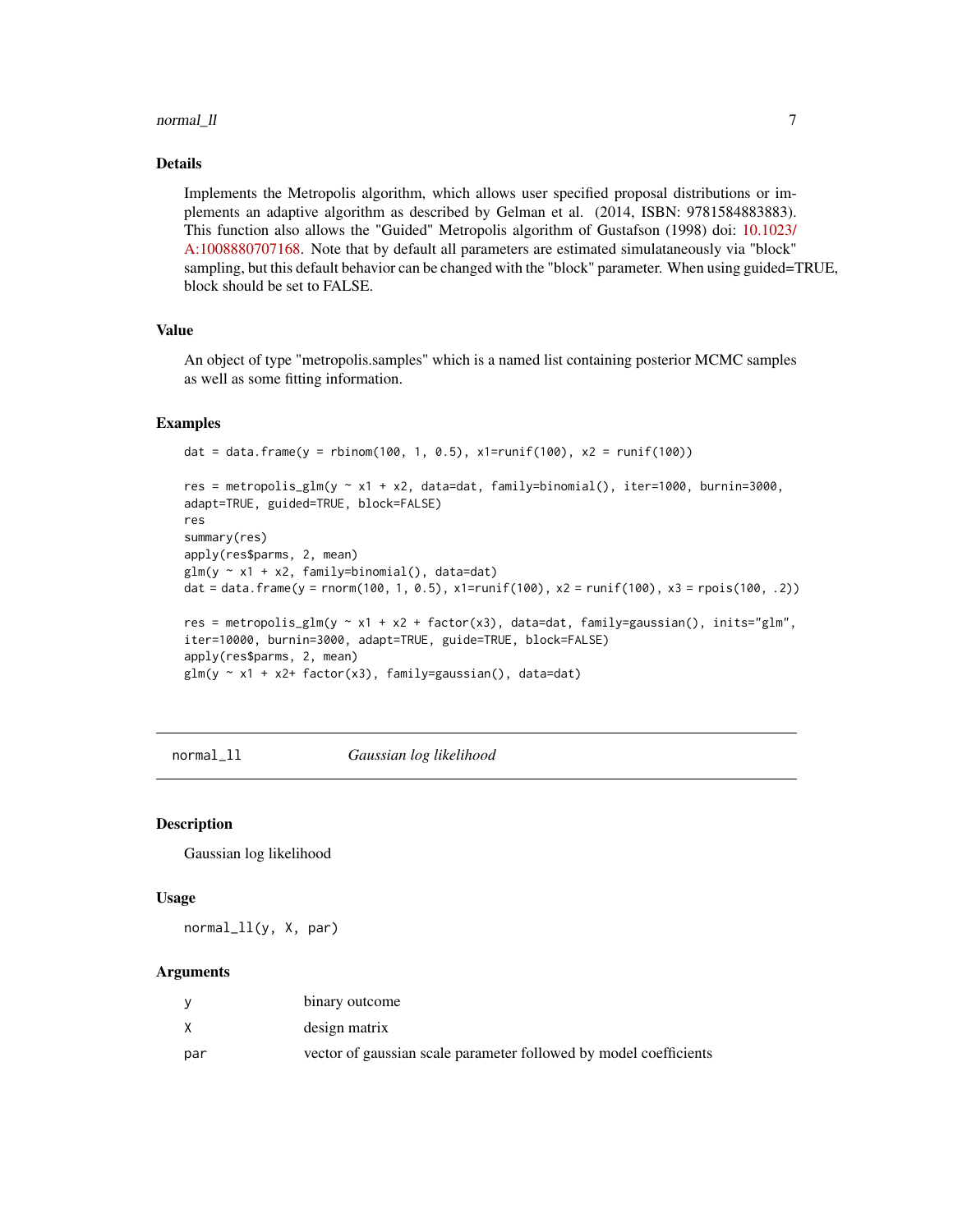### Details

Implements the Metropolis algorithm, which allows user specified proposal distributions or implements an adaptive algorithm as described by Gelman et al. (2014, ISBN: 9781584883883). This function also allows the "Guided" Metropolis algorithm of Gustafson (1998) doi: 10.1023/A:1008880707168. Note that by default all parameters are estimated simulataneously via "block" sampling, but this default behavior can be changed with the "block" parameter. When using guided=TRUE, block should be set to FALSE.

### Value

An object of type "metropolis.samples" which is a named list containing posterior MCMC samples as well as some fitting information.

### Examples

```
dat = data.frame(y = rbinom(100, 1, 0.5), x1=runif(100), x2 = runif(100))

res = metropolis_glm(y ~ x1 + x2, data=dat, family=binomial(), iter=1000, burnin=3000,
adapt=TRUE, guided=TRUE, block=FALSE)
res
summary(res)
apply(res$parms, 2, mean)
glm(y ~ x1 + x2, family=binomial(), data=dat)
dat = data.frame(y = rnorm(100, 1, 0.5), x1=runif(100), x2 = runif(100), x3 = rpois(100, .2))

res = metropolis_glm(y ~ x1 + x2 + factor(x3), data=dat, family=gaussian(), inits="glm",
iter=10000, burnin=3000, adapt=TRUE, guide=TRUE, block=FALSE)
apply(res$parms, 2, mean)
glm(y ~ x1 + x2+ factor(x3), family=gaussian(), data=dat)
```

---

## normal_ll *Gaussian log likelihood*

### Description

Gaussian log likelihood

### Usage

```
normal_ll(y, X, par)
```

### Arguments

| | |
|---|---|
| y | binary outcome |
| X | design matrix |
| par | vector of gaussian scale parameter followed by model coefficients |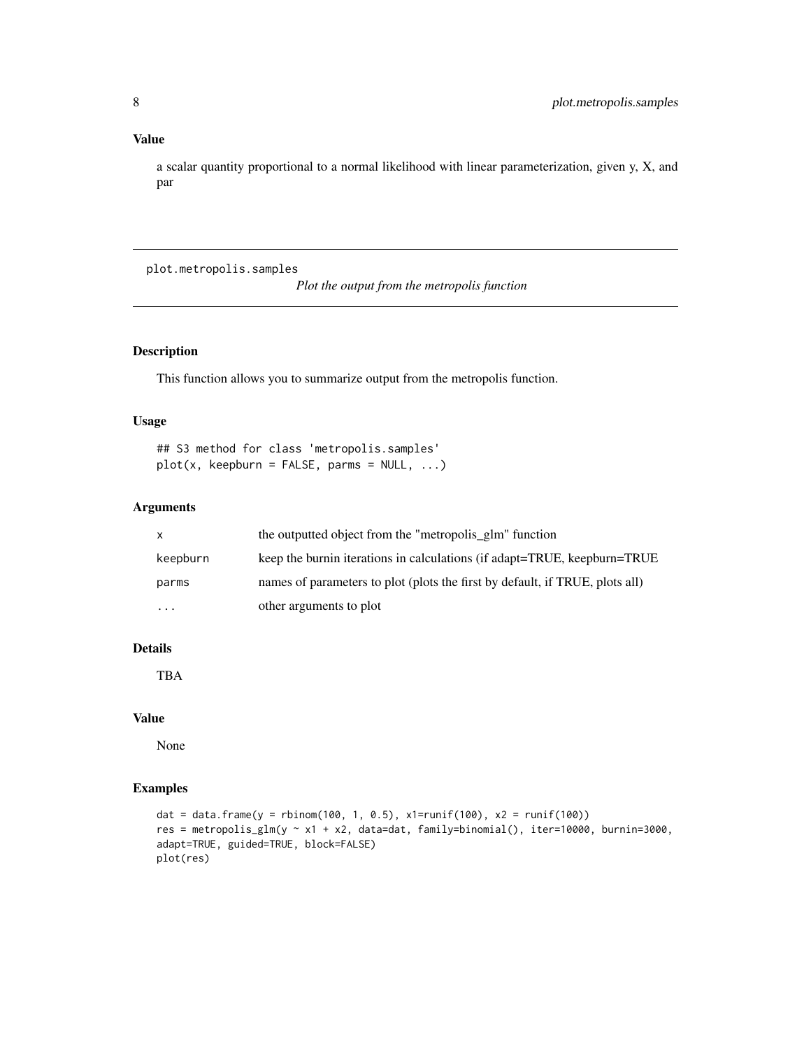## Value

a scalar quantity proportional to a normal likelihood with linear parameterization, given y, X, and par

---

# plot.metropolis.samples

*Plot the output from the metropolis function*

---

## Description

This function allows you to summarize output from the metropolis function.

## Usage

```
## S3 method for class 'metropolis.samples'
plot(x, keepburn = FALSE, parms = NULL, ...)
```

## Arguments

| | |
|---|---|
| x | the outputted object from the "metropolis_glm" function |
| keepburn | keep the burnin iterations in calculations (if adapt=TRUE, keepburn=TRUE |
| parms | names of parameters to plot (plots the first by default, if TRUE, plots all) |
| ... | other arguments to plot |

## Details

TBA

## Value

None

## Examples

```
dat = data.frame(y = rbinom(100, 1, 0.5), x1=runif(100), x2 = runif(100))
res = metropolis_glm(y ~ x1 + x2, data=dat, family=binomial(), iter=10000, burnin=3000,
adapt=TRUE, guided=TRUE, block=FALSE)
plot(res)
```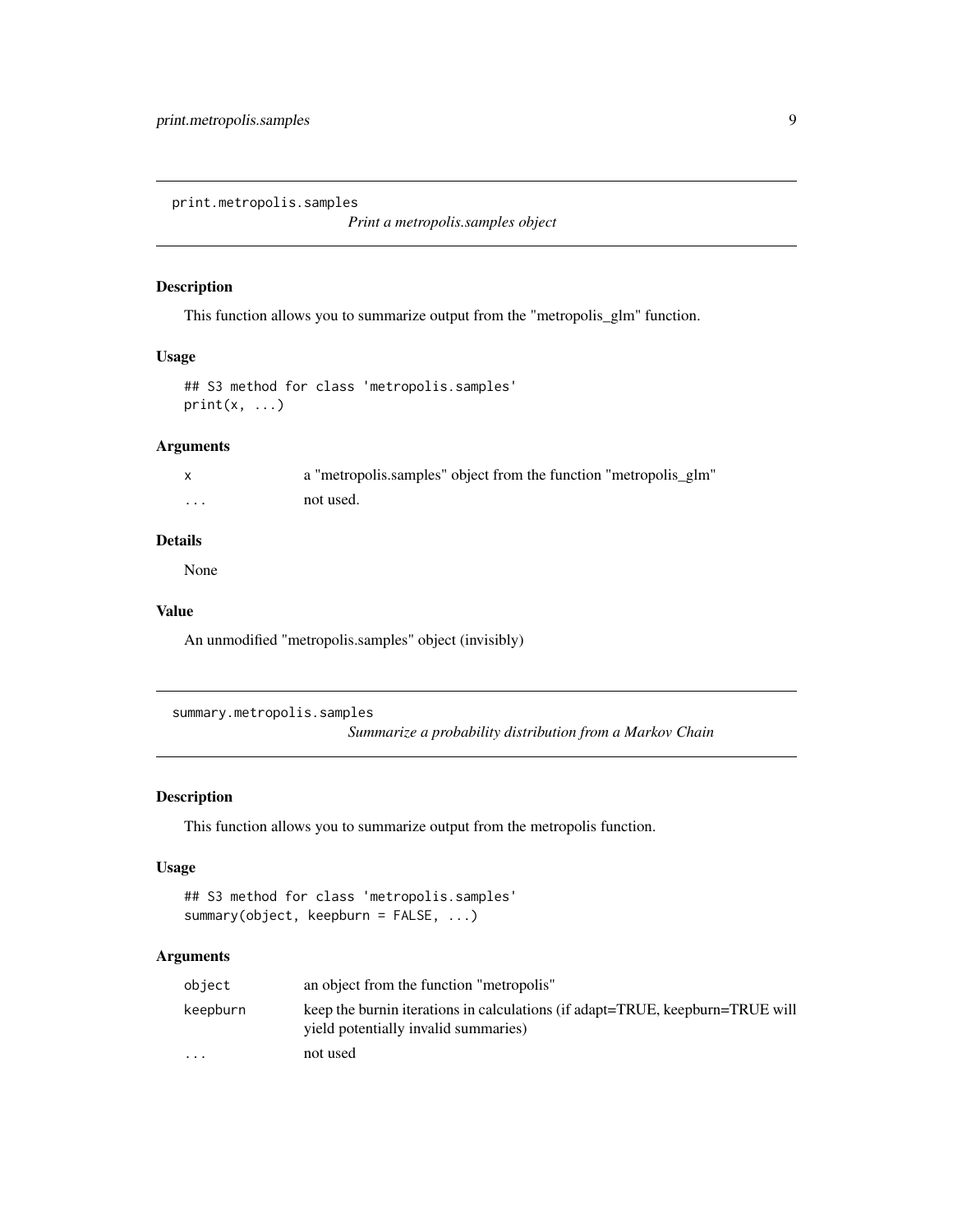## print.metropolis.samples

*Print a metropolis.samples object*

### Description

This function allows you to summarize output from the "metropolis_glm" function.

### Usage

```
## S3 method for class 'metropolis.samples'
print(x, ...)
```

### Arguments

| | |
|---|---|
| x | a "metropolis.samples" object from the function "metropolis_glm" |
| ... | not used. |

### Details

None

### Value

An unmodified "metropolis.samples" object (invisibly)

## summary.metropolis.samples

*Summarize a probability distribution from a Markov Chain*

### Description

This function allows you to summarize output from the metropolis function.

### Usage

```
## S3 method for class 'metropolis.samples'
summary(object, keepburn = FALSE, ...)
```

### Arguments

| | |
|---|---|
| object | an object from the function "metropolis" |
| keepburn | keep the burnin iterations in calculations (if adapt=TRUE, keepburn=TRUE will yield potentially invalid summaries) |
| ... | not used |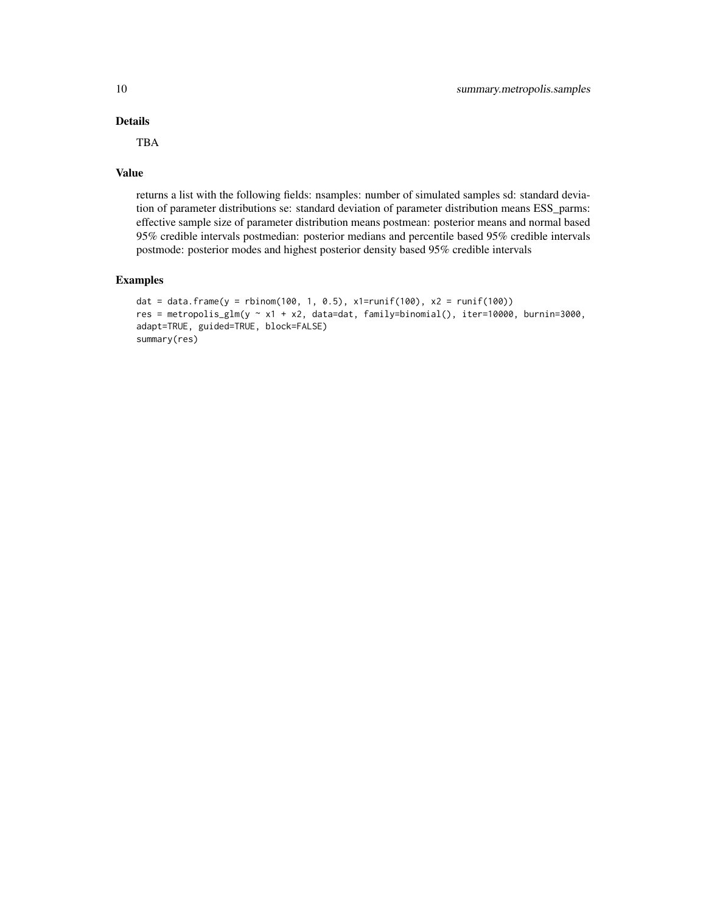## Details

TBA

## Value

returns a list with the following fields: nsamples: number of simulated samples sd: standard deviation of parameter distributions se: standard deviation of parameter distribution means ESS_parms: effective sample size of parameter distribution means postmean: posterior means and normal based 95% credible intervals postmedian: posterior medians and percentile based 95% credible intervals postmode: posterior modes and highest posterior density based 95% credible intervals

## Examples

```
dat = data.frame(y = rbinom(100, 1, 0.5), x1=runif(100), x2 = runif(100))
res = metropolis_glm(y ~ x1 + x2, data=dat, family=binomial(), iter=10000, burnin=3000,
adapt=TRUE, guided=TRUE, block=FALSE)
summary(res)
```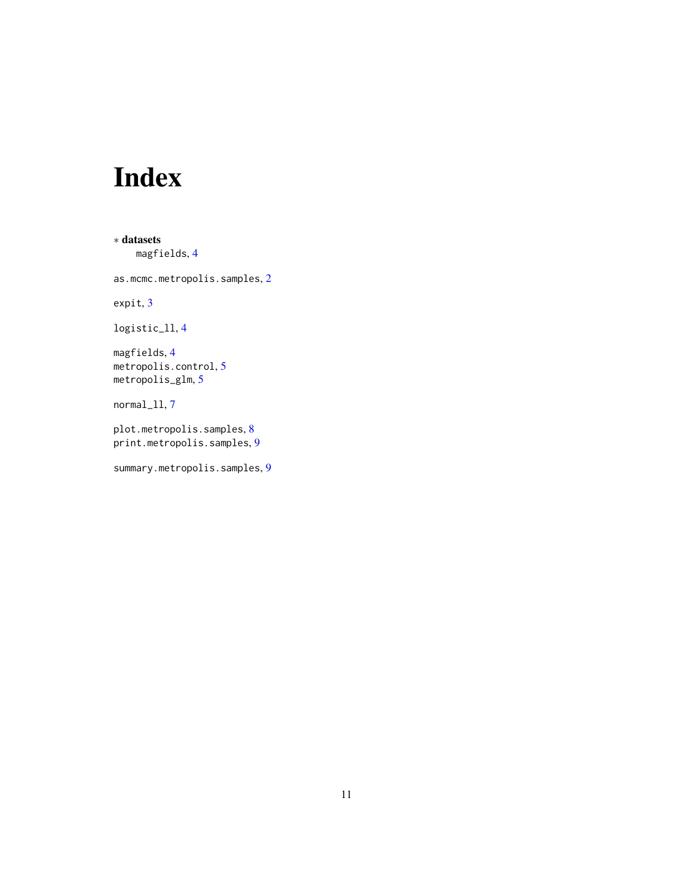# Index

∗ **datasets**
    magfields, 4

as.mcmc.metropolis.samples, 2

expit, 3

logistic_ll, 4

magfields, 4
metropolis.control, 5
metropolis_glm, 5

normal_ll, 7

plot.metropolis.samples, 8
print.metropolis.samples, 9

summary.metropolis.samples, 9